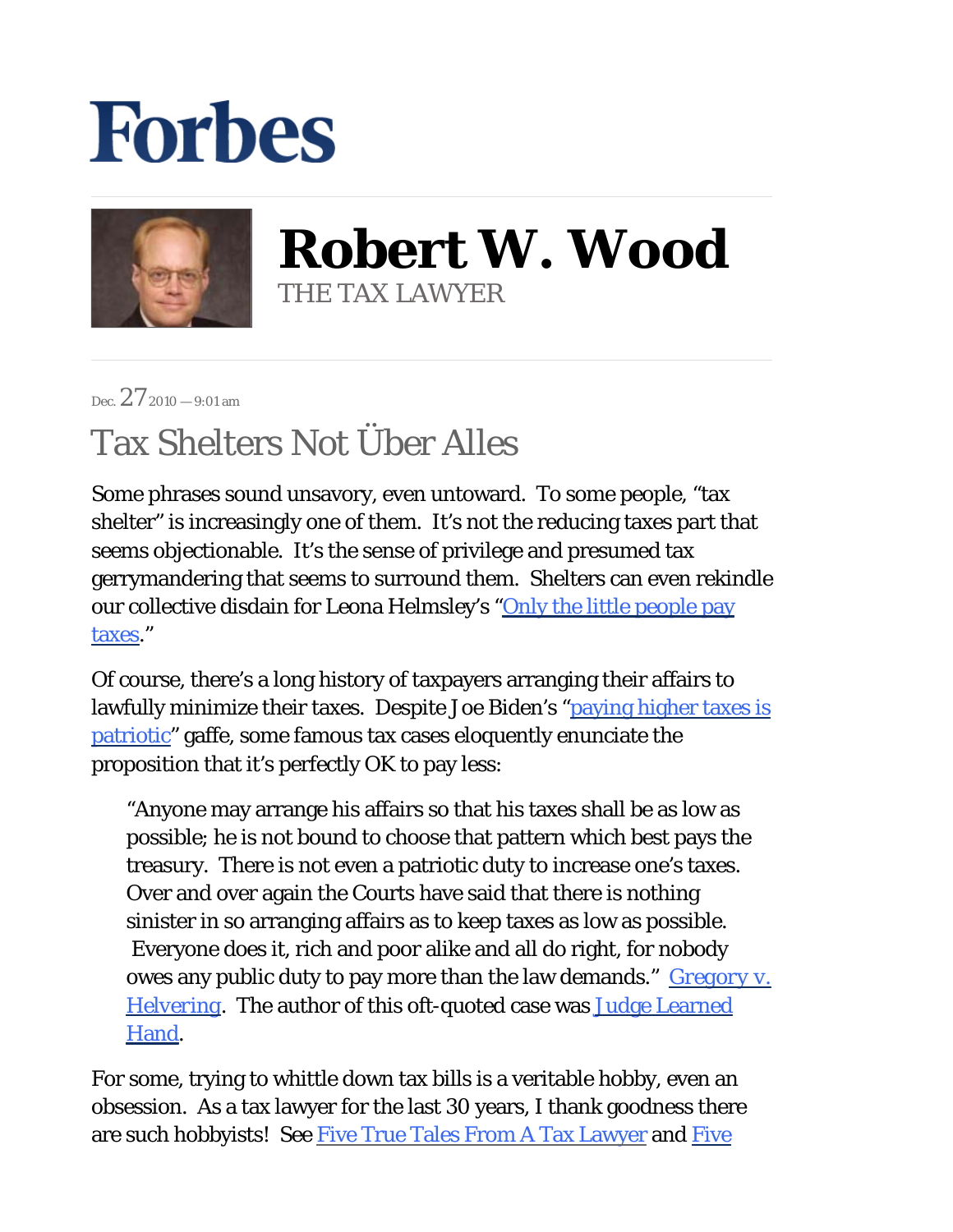# Forbes

## Robert W. Wood

THE TAX LAWYER

Dec. 27 2010 — 9:01 am

# Tax Shelters Not Über Alles

Some phrases sound unsavory, even untoward. To some people, "tax shelter" is increasingly one of them. It's not the reducing taxes part that seems objectionable. It's the sense of privilege and presumed tax gerrymandering that seems to surround them. Shelters can even rekindle our collective disdain for Leona Helmsley's "[Only the little people pay taxes](#)."

Of course, there's a long history of taxpayers arranging their affairs to lawfully minimize their taxes. Despite Joe Biden's "[paying higher taxes is patriotic](#)" gaffe, some famous tax cases eloquently enunciate the proposition that it's perfectly OK to pay less:

> "Anyone may arrange his affairs so that his taxes shall be as low as possible; he is not bound to choose that pattern which best pays the treasury. There is not even a patriotic duty to increase one's taxes. Over and over again the Courts have said that there is nothing sinister in so arranging affairs as to keep taxes as low as possible. Everyone does it, rich and poor alike and all do right, for nobody owes any public duty to pay more than the law demands." [Gregory v. Helvering](#). The author of this oft-quoted case was [Judge Learned Hand](#).

For some, trying to whittle down tax bills is a veritable hobby, even an obsession. As a tax lawyer for the last 30 years, I thank goodness there are such hobbyists! See [Five True Tales From A Tax Lawyer](#) and [Five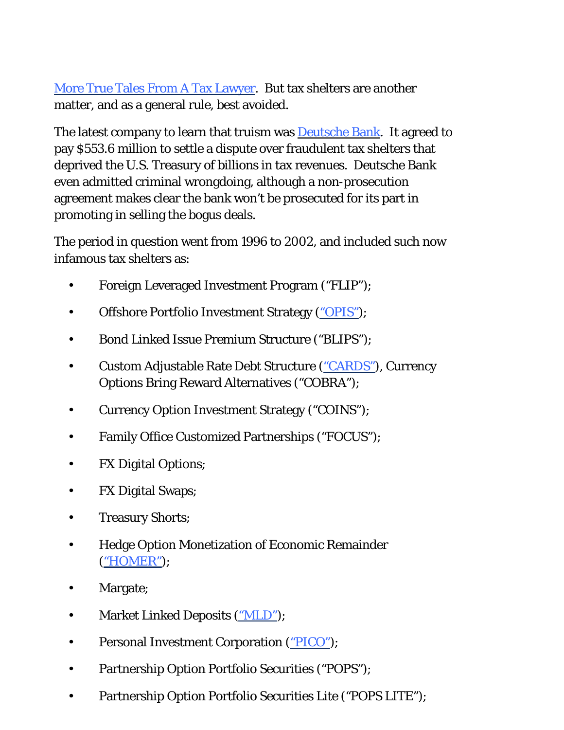More True Tales From A Tax Lawyer. But tax shelters are another matter, and as a general rule, best avoided.

The latest company to learn that truism was Deutsche Bank. It agreed to pay $553.6 million to settle a dispute over fraudulent tax shelters that deprived the U.S. Treasury of billions in tax revenues. Deutsche Bank even admitted criminal wrongdoing, although a non-prosecution agreement makes clear the bank won't be prosecuted for its part in promoting in selling the bogus deals.

The period in question went from 1996 to 2002, and included such now infamous tax shelters as:

- Foreign Leveraged Investment Program ("FLIP");
- Offshore Portfolio Investment Strategy ("OPIS");
- Bond Linked Issue Premium Structure ("BLIPS");
- Custom Adjustable Rate Debt Structure ("CARDS"), Currency Options Bring Reward Alternatives ("COBRA");
- Currency Option Investment Strategy ("COINS");
- Family Office Customized Partnerships ("FOCUS");
- FX Digital Options;
- FX Digital Swaps;
- Treasury Shorts;
- Hedge Option Monetization of Economic Remainder ("HOMER");
- Margate;
- Market Linked Deposits ("MLD");
- Personal Investment Corporation ("PICO");
- Partnership Option Portfolio Securities ("POPS");
- Partnership Option Portfolio Securities Lite ("POPS LITE");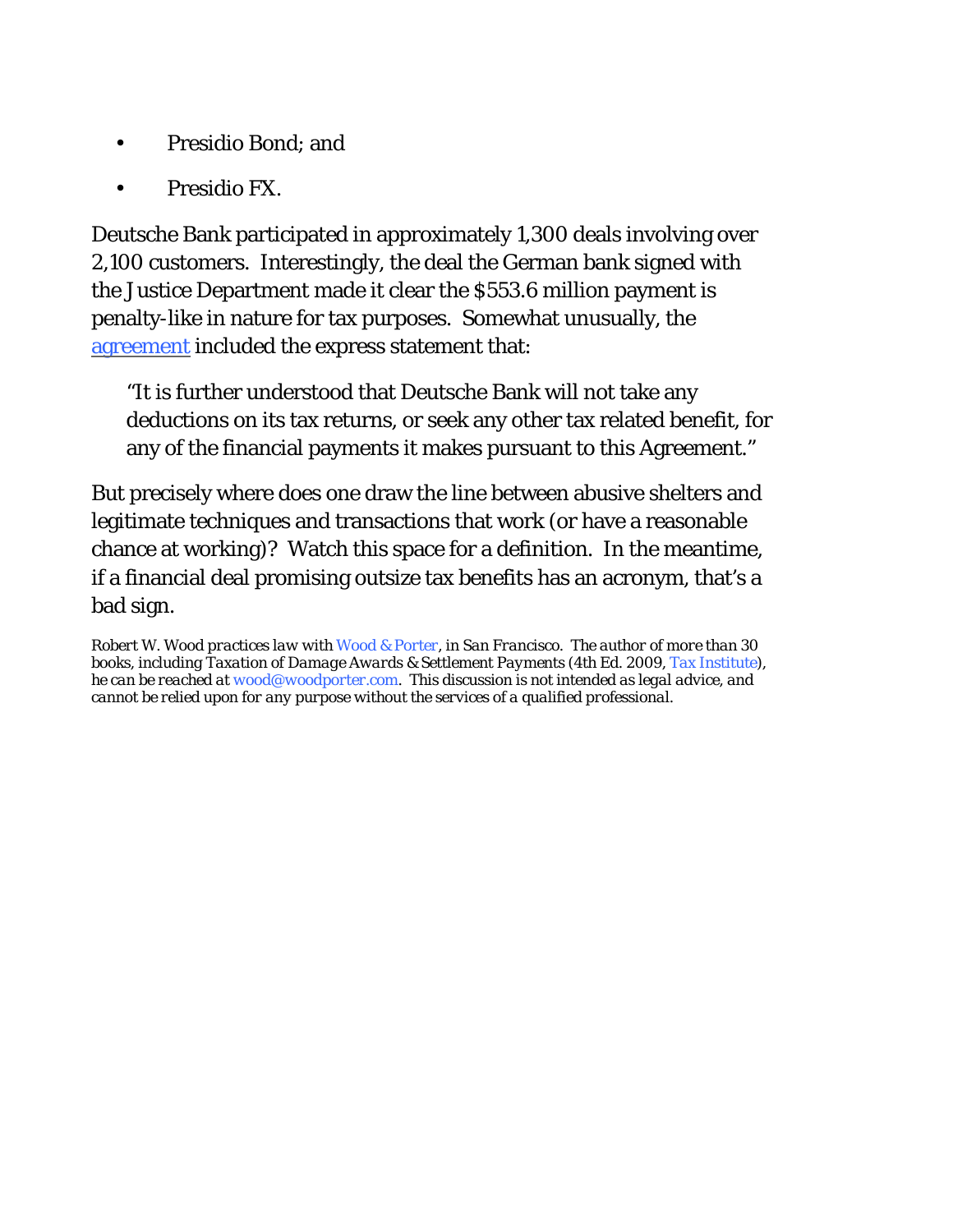- Presidio Bond; and
- Presidio FX.

Deutsche Bank participated in approximately 1,300 deals involving over 2,100 customers. Interestingly, the deal the German bank signed with the Justice Department made it clear the $553.6 million payment is penalty-like in nature for tax purposes. Somewhat unusually, the agreement included the express statement that:

> "It is further understood that Deutsche Bank will not take any deductions on its tax returns, or seek any other tax related benefit, for any of the financial payments it makes pursuant to this Agreement."

But precisely where does one draw the line between abusive shelters and legitimate techniques and transactions that work (or have a reasonable chance at working)? Watch this space for a definition. In the meantime, if a financial deal promising outsize tax benefits has an acronym, that's a bad sign.

*Robert W. Wood practices law with Wood & Porter, in San Francisco. The author of more than 30 books, including Taxation of Damage Awards & Settlement Payments (4th Ed. 2009, Tax Institute), he can be reached at wood@woodporter.com. This discussion is not intended as legal advice, and cannot be relied upon for any purpose without the services of a qualified professional.*